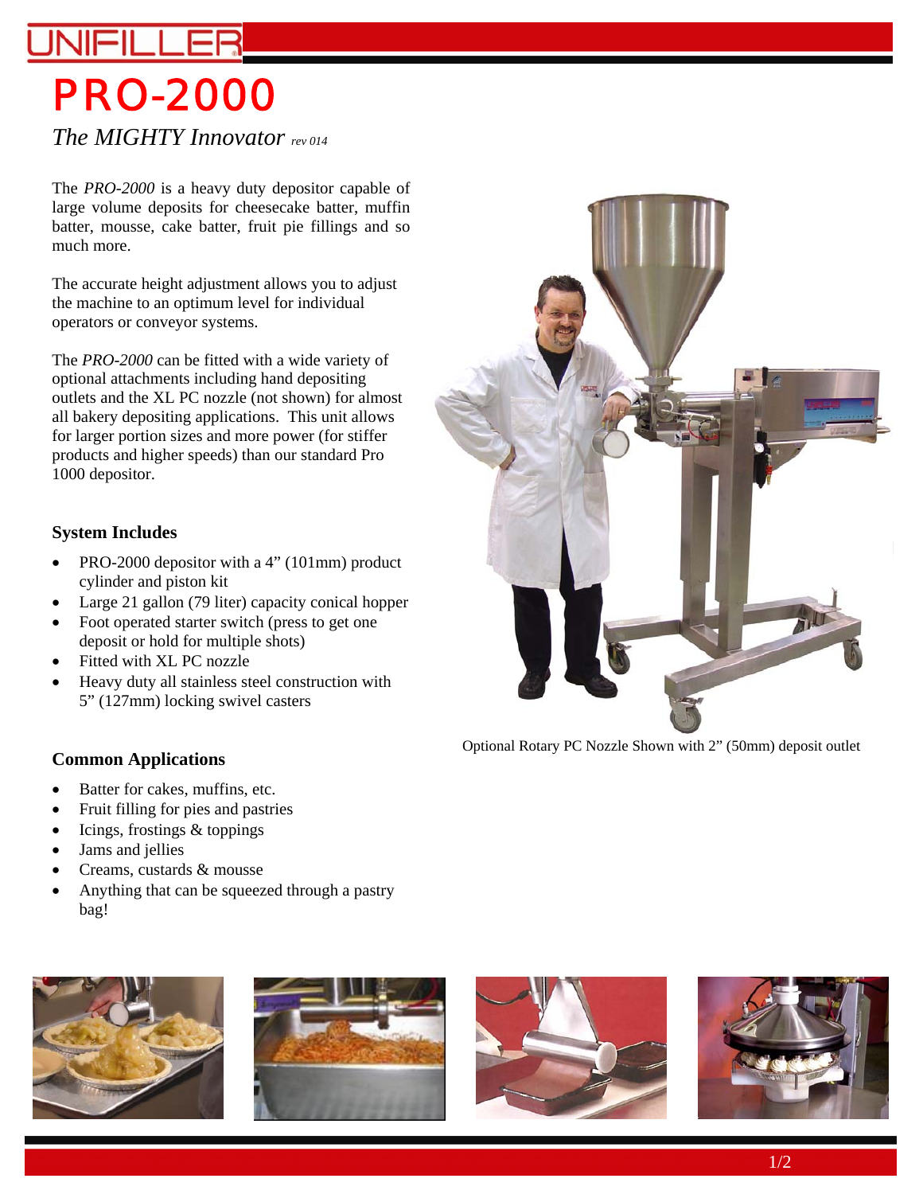# PRO-2000

*The MIGHTY Innovator* *rev 014*

The *PRO-2000* is a heavy duty depositor capable of large volume deposits for cheesecake batter, muffin batter, mousse, cake batter, fruit pie fillings and so much more.

The accurate height adjustment allows you to adjust the machine to an optimum level for individual operators or conveyor systems.

The *PRO-2000* can be fitted with a wide variety of optional attachments including hand depositing outlets and the XL PC nozzle (not shown) for almost all bakery depositing applications. This unit allows for larger portion sizes and more power (for stiffer products and higher speeds) than our standard Pro 1000 depositor.

### System Includes

- PRO-2000 depositor with a 4" (101mm) product cylinder and piston kit
- Large 21 gallon (79 liter) capacity conical hopper
- Foot operated starter switch (press to get one deposit or hold for multiple shots)
- Fitted with XL PC nozzle
- Heavy duty all stainless steel construction with 5" (127mm) locking swivel casters

Optional Rotary PC Nozzle Shown with 2" (50mm) deposit outlet

### Common Applications

- Batter for cakes, muffins, etc.
- Fruit filling for pies and pastries
- Icings, frostings & toppings
- Jams and jellies
- Creams, custards & mousse
- Anything that can be squeezed through a pastry bag!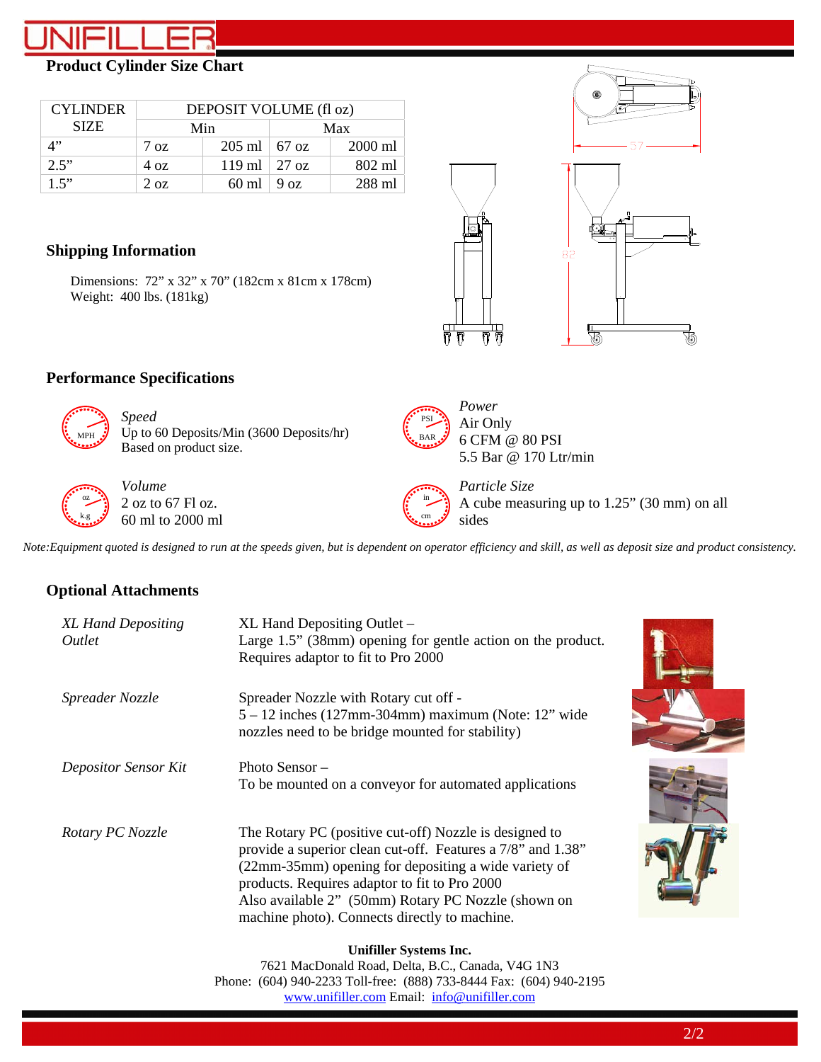## Product Cylinder Size Chart

| CYLINDER SIZE | DEPOSIT VOLUME (fl oz) | | | |
|---|---|---|---|---|
| | Min | | Max | |
| 4" | 7 oz | 205 ml | 67 oz | 2000 ml |
| 2.5" | 4 oz | 119 ml | 27 oz | 802 ml |
| 1.5" | 2 oz | 60 ml | 9 oz | 288 ml |

57

82

## Shipping Information

Dimensions: 72" x 32" x 70" (182cm x 81cm x 178cm)
Weight: 400 lbs. (181kg)

## Performance Specifications

*Speed*
Up to 60 Deposits/Min (3600 Deposits/hr)
Based on product size.

*Power*
Air Only
6 CFM @ 80 PSI
5.5 Bar @ 170 Ltr/min

*Volume*
2 oz to 67 Fl oz.
60 ml to 2000 ml

*Particle Size*
A cube measuring up to 1.25" (30 mm) on all sides

*Note:Equipment quoted is designed to run at the speeds given, but is dependent on operator efficiency and skill, as well as deposit size and product consistency.*

## Optional Attachments

*XL Hand Depositing Outlet*
XL Hand Depositing Outlet –
Large 1.5" (38mm) opening for gentle action on the product.
Requires adaptor to fit to Pro 2000

*Spreader Nozzle*
Spreader Nozzle with Rotary cut off -
5 – 12 inches (127mm-304mm) maximum (Note: 12" wide nozzles need to be bridge mounted for stability)

*Depositor Sensor Kit*
Photo Sensor –
To be mounted on a conveyor for automated applications

*Rotary PC Nozzle*
The Rotary PC (positive cut-off) Nozzle is designed to provide a superior clean cut-off. Features a 7/8" and 1.38" (22mm-35mm) opening for depositing a wide variety of products. Requires adaptor to fit to Pro 2000
Also available 2" (50mm) Rotary PC Nozzle (shown on machine photo). Connects directly to machine.

**Unifiller Systems Inc.**
7621 MacDonald Road, Delta, B.C., Canada, V4G 1N3
Phone: (604) 940-2233 Toll-free: (888) 733-8444 Fax: (604) 940-2195
www.unifiller.com Email: info@unifiller.com